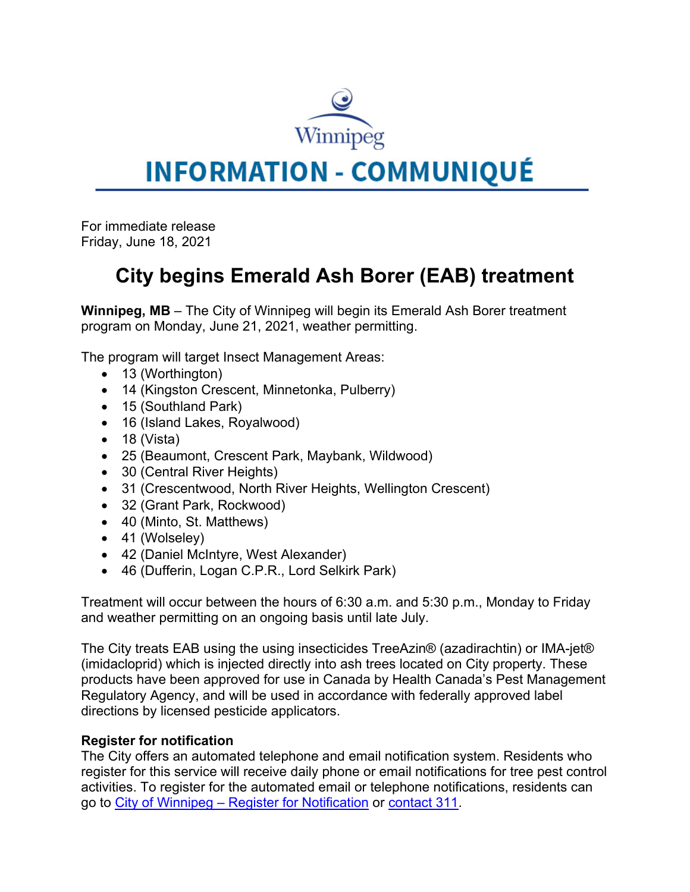Winnipeg

# INFORMATION - COMMUNIQUÉ

For immediate release
Friday, June 18, 2021

## City begins Emerald Ash Borer (EAB) treatment

**Winnipeg, MB** – The City of Winnipeg will begin its Emerald Ash Borer treatment program on Monday, June 21, 2021, weather permitting.

The program will target Insect Management Areas:

- 13 (Worthington)
- 14 (Kingston Crescent, Minnetonka, Pulberry)
- 15 (Southland Park)
- 16 (Island Lakes, Royalwood)
- 18 (Vista)
- 25 (Beaumont, Crescent Park, Maybank, Wildwood)
- 30 (Central River Heights)
- 31 (Crescentwood, North River Heights, Wellington Crescent)
- 32 (Grant Park, Rockwood)
- 40 (Minto, St. Matthews)
- 41 (Wolseley)
- 42 (Daniel McIntyre, West Alexander)
- 46 (Dufferin, Logan C.P.R., Lord Selkirk Park)

Treatment will occur between the hours of 6:30 a.m. and 5:30 p.m., Monday to Friday and weather permitting on an ongoing basis until late July.

The City treats EAB using the using insecticides TreeAzin® (azadirachtin) or IMA-jet® (imidacloprid) which is injected directly into ash trees located on City property. These products have been approved for use in Canada by Health Canada's Pest Management Regulatory Agency, and will be used in accordance with federally approved label directions by licensed pesticide applicators.

**Register for notification**
The City offers an automated telephone and email notification system. Residents who register for this service will receive daily phone or email notifications for tree pest control activities. To register for the automated email or telephone notifications, residents can go to City of Winnipeg – Register for Notification or contact 311.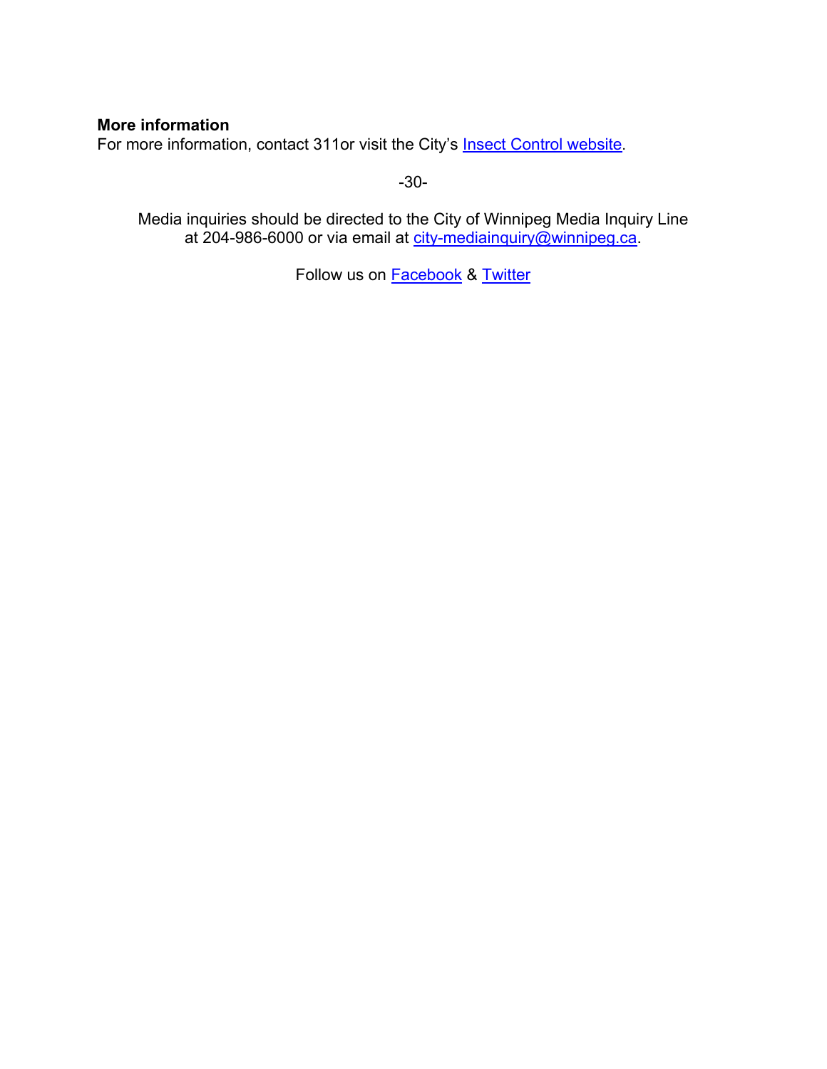**More information**
For more information, contact 311or visit the City's Insect Control website.

-30-

Media inquiries should be directed to the City of Winnipeg Media Inquiry Line at 204-986-6000 or via email at city-mediainquiry@winnipeg.ca.

Follow us on Facebook & Twitter